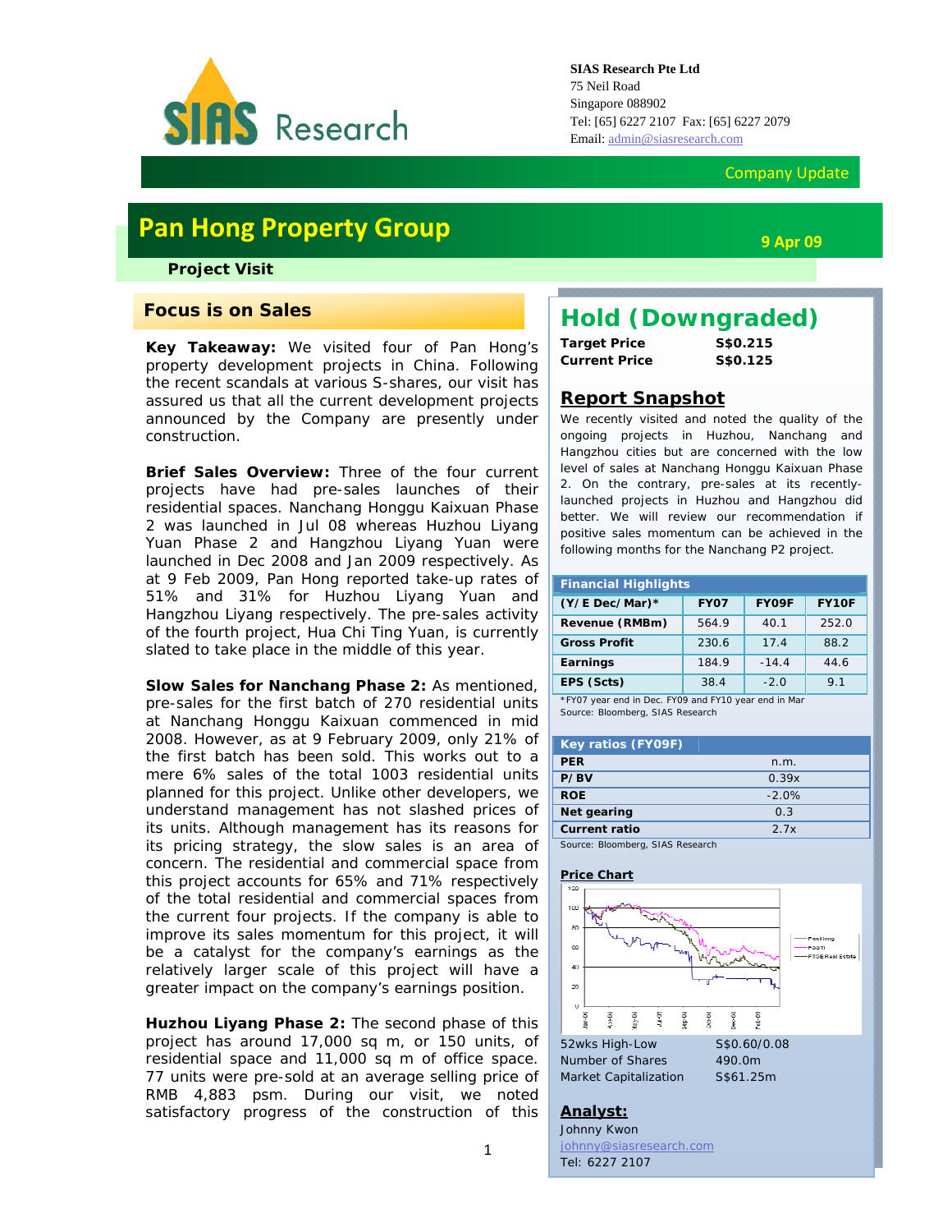SIAS Research Pte Ltd
75 Neil Road
Singapore 088902
Tel: [65] 6227 2107 Fax: [65] 6227 2079
Email: admin@siasresearch.com

Company Update

# Pan Hong Property Group

9 Apr 09

**Project Visit**

## Focus is on Sales

**Key Takeaway:** We visited four of Pan Hong's property development projects in China. Following the recent scandals at various S-shares, our visit has assured us that all the current development projects announced by the Company are presently under construction.

**Brief Sales Overview:** Three of the four current projects have had pre-sales launches of their residential spaces. Nanchang Honggu Kaixuan Phase 2 was launched in Jul 08 whereas Huzhou Liyang Yuan Phase 2 and Hangzhou Liyang Yuan were launched in Dec 2008 and Jan 2009 respectively. As at 9 Feb 2009, Pan Hong reported take-up rates of 51% and 31% for Huzhou Liyang Yuan and Hangzhou Liyang respectively. The pre-sales activity of the fourth project, Hua Chi Ting Yuan, is currently slated to take place in the middle of this year.

**Slow Sales for Nanchang Phase 2:** As mentioned, pre-sales for the first batch of 270 residential units at Nanchang Honggu Kaixuan commenced in mid 2008. However, as at 9 February 2009, only 21% of the first batch has been sold. This works out to a mere 6% sales of the total 1003 residential units planned for this project. Unlike other developers, we understand management has not slashed prices of its units. Although management has its reasons for its pricing strategy, the slow sales is an area of concern. The residential and commercial space from this project accounts for 65% and 71% respectively of the total residential and commercial spaces from the current four projects. If the company is able to improve its sales momentum for this project, it will be a catalyst for the company's earnings as the relatively larger scale of this project will have a greater impact on the company's earnings position.

**Huzhou Liyang Phase 2:** The second phase of this project has around 17,000 sq m, or 150 units, of residential space and 11,000 sq m of office space. 77 units were pre-sold at an average selling price of RMB 4,883 psm. During our visit, we noted satisfactory progress of the construction of this

## Hold (Downgraded)

| | |
|---|---|
| **Target Price** | **S$0.215** |
| **Current Price** | **S$0.125** |

### Report Snapshot

We recently visited and noted the quality of the ongoing projects in Huzhou, Nanchang and Hangzhou cities but are concerned with the low level of sales at Nanchang Honggu Kaixuan Phase 2. On the contrary, pre-sales at its recently-launched projects in Huzhou and Hangzhou did better. We will review our recommendation if positive sales momentum can be achieved in the following months for the Nanchang P2 project.

**Financial Highlights**

| (Y/E Dec/Mar)* | FY07 | FY09F | FY10F |
|---|---|---|---|
| Revenue (RMBm) | 564.9 | 40.1 | 252.0 |
| Gross Profit | 230.6 | 17.4 | 88.2 |
| Earnings | 184.9 | -14.4 | 44.6 |
| EPS (Scts) | 38.4 | -2.0 | 9.1 |

*FY07 year end in Dec. FY09 and FY10 year end in Mar
Source: Bloomberg, SIAS Research

**Key ratios (FY09F)**

| | |
|---|---|
| PER | n.m. |
| P/BV | 0.39x |
| ROE | -2.0% |
| Net gearing | 0.3 |
| Current ratio | 2.7x |

Source: Bloomberg, SIAS Research

**Price Chart**

| | |
|---|---|
| 52wks High-Low | S$0.60/0.08 |
| Number of Shares | 490.0m |
| Market Capitalization | S$61.25m |

**Analyst:**
Johnny Kwon
johnny@siasresearch.com
Tel: 6227 2107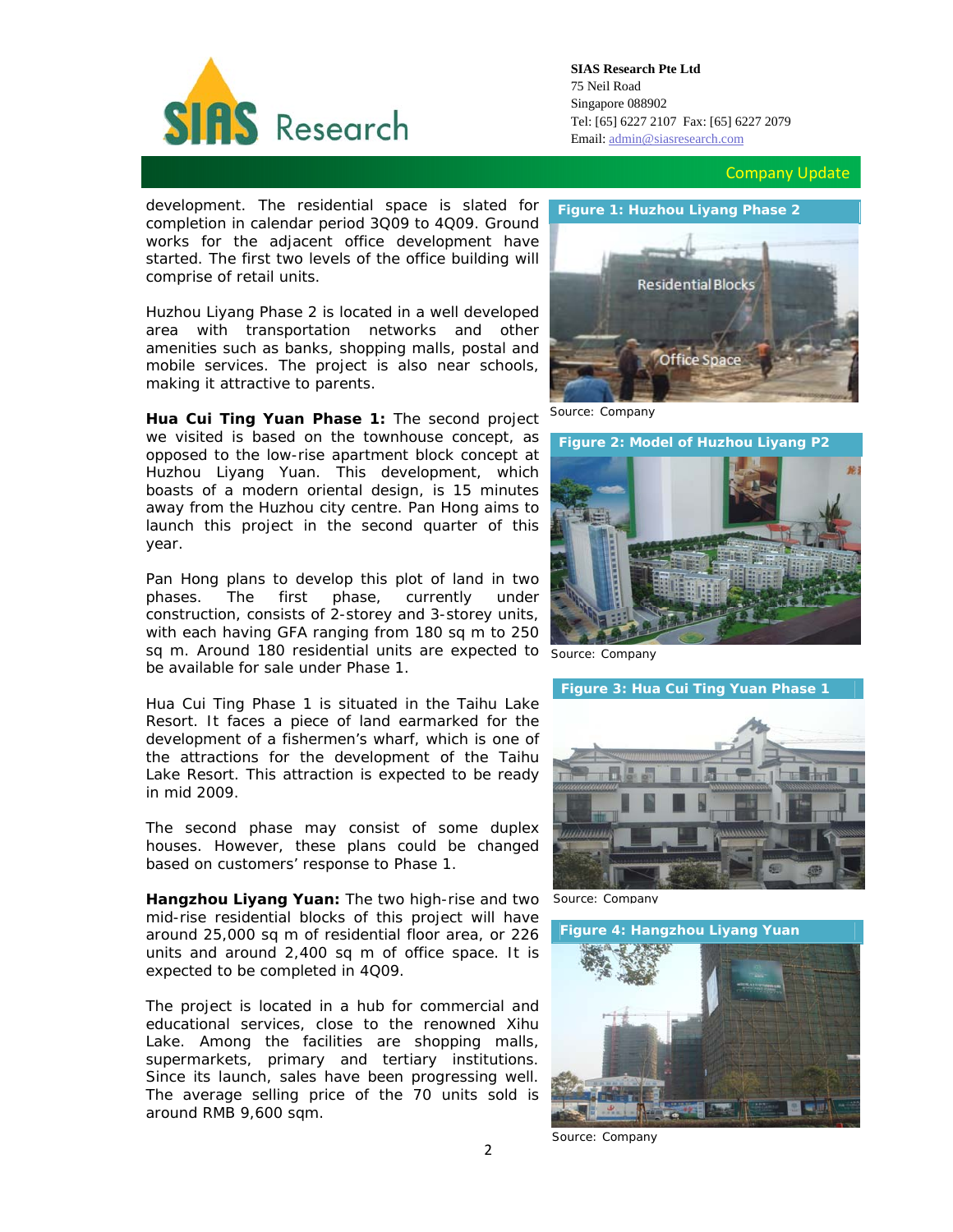development. The residential space is slated for completion in calendar period 3Q09 to 4Q09. Ground works for the adjacent office development have started. The first two levels of the office building will comprise of retail units.

Huzhou Liyang Phase 2 is located in a well developed area with transportation networks and other amenities such as banks, shopping malls, postal and mobile services. The project is also near schools, making it attractive to parents.

**Hua Cui Ting Yuan Phase 1:** The second project we visited is based on the townhouse concept, as opposed to the low-rise apartment block concept at Huzhou Liyang Yuan. This development, which boasts of a modern oriental design, is 15 minutes away from the Huzhou city centre. Pan Hong aims to launch this project in the second quarter of this year.

Pan Hong plans to develop this plot of land in two phases. The first phase, currently under construction, consists of 2-storey and 3-storey units, with each having GFA ranging from 180 sq m to 250 sq m. Around 180 residential units are expected to be available for sale under Phase 1.

Hua Cui Ting Phase 1 is situated in the Taihu Lake Resort. It faces a piece of land earmarked for the development of a fishermen's wharf, which is one of the attractions for the development of the Taihu Lake Resort. This attraction is expected to be ready in mid 2009.

The second phase may consist of some duplex houses. However, these plans could be changed based on customers' response to Phase 1.

**Hangzhou Liyang Yuan:** The two high-rise and two mid-rise residential blocks of this project will have around 25,000 sq m of residential floor area, or 226 units and around 2,400 sq m of office space. It is expected to be completed in 4Q09.

The project is located in a hub for commercial and educational services, close to the renowned Xihu Lake. Among the facilities are shopping malls, supermarkets, primary and tertiary institutions. Since its launch, sales have been progressing well. The average selling price of the 70 units sold is around RMB 9,600 sqm.

**Figure 1: Huzhou Liyang Phase 2**

Source: Company

**Figure 2: Model of Huzhou Liyang P2**

Source: Company

**Figure 3: Hua Cui Ting Yuan Phase 1**

Source: Company

**Figure 4: Hangzhou Liyang Yuan**

Source: Company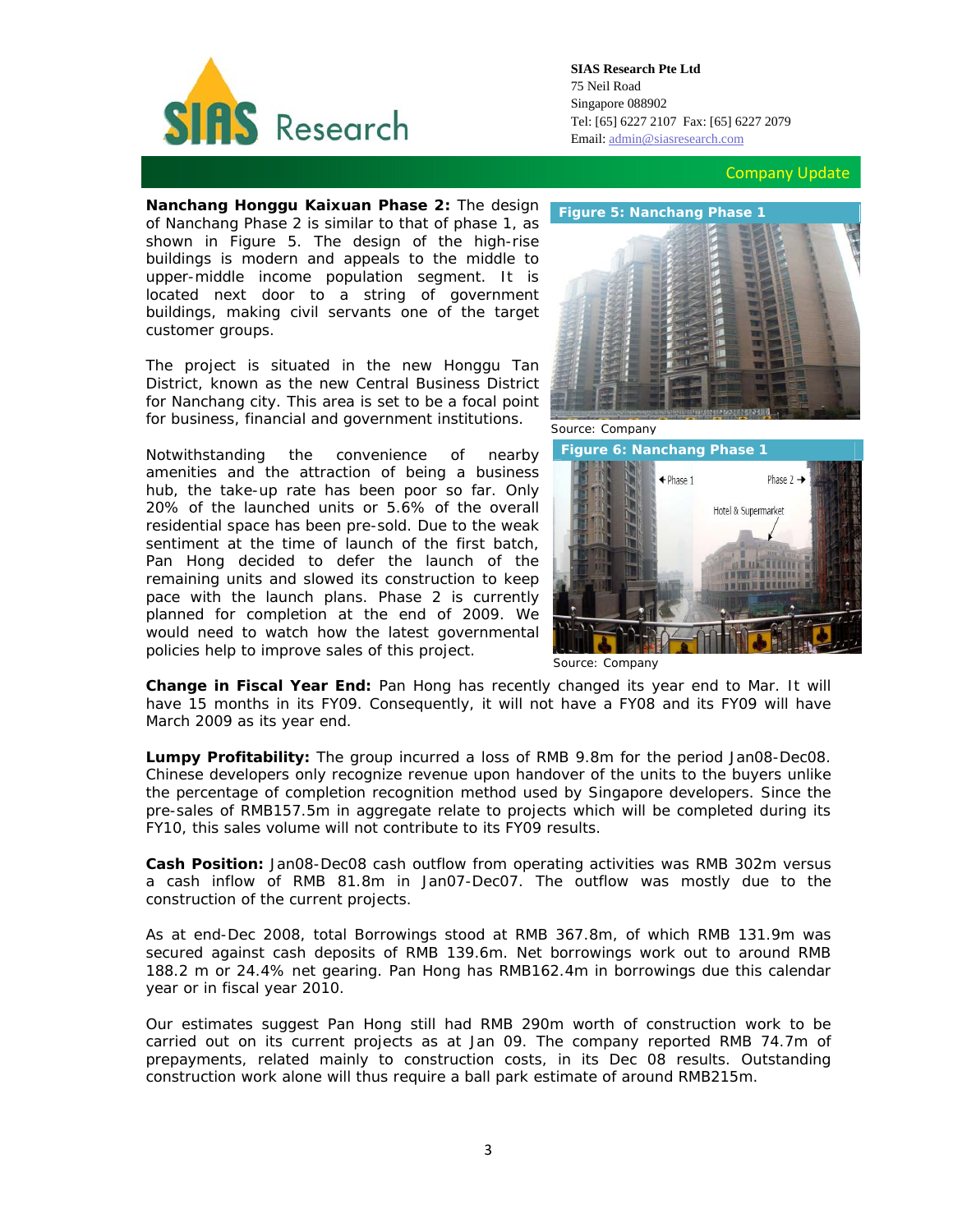**Nanchang Honggu Kaixuan Phase 2:** The design of Nanchang Phase 2 is similar to that of phase 1, as shown in Figure 5. The design of the high-rise buildings is modern and appeals to the middle to upper-middle income population segment. It is located next door to a string of government buildings, making civil servants one of the target customer groups.

The project is situated in the new Honggu Tan District, known as the new Central Business District for Nanchang city. This area is set to be a focal point for business, financial and government institutions.

Notwithstanding the convenience of nearby amenities and the attraction of being a business hub, the take-up rate has been poor so far. Only 20% of the launched units or 5.6% of the overall residential space has been pre-sold. Due to the weak sentiment at the time of launch of the first batch, Pan Hong decided to defer the launch of the remaining units and slowed its construction to keep pace with the launch plans. Phase 2 is currently planned for completion at the end of 2009. We would need to watch how the latest governmental policies help to improve sales of this project.

**Figure 5: Nanchang Phase 1**

Source: Company

**Figure 6: Nanchang Phase 1**

Source: Company

**Change in Fiscal Year End:** Pan Hong has recently changed its year end to Mar. It will have 15 months in its FY09. Consequently, it will not have a FY08 and its FY09 will have March 2009 as its year end.

**Lumpy Profitability:** The group incurred a loss of RMB 9.8m for the period Jan08-Dec08. Chinese developers only recognize revenue upon handover of the units to the buyers unlike the percentage of completion recognition method used by Singapore developers. Since the pre-sales of RMB157.5m in aggregate relate to projects which will be completed during its FY10, this sales volume will not contribute to its FY09 results.

**Cash Position:** Jan08-Dec08 cash outflow from operating activities was RMB 302m versus a cash inflow of RMB 81.8m in Jan07-Dec07. The outflow was mostly due to the construction of the current projects.

As at end-Dec 2008, total Borrowings stood at RMB 367.8m, of which RMB 131.9m was secured against cash deposits of RMB 139.6m. Net borrowings work out to around RMB 188.2 m or 24.4% net gearing. Pan Hong has RMB162.4m in borrowings due this calendar year or in fiscal year 2010.

Our estimates suggest Pan Hong still had RMB 290m worth of construction work to be carried out on its current projects as at Jan 09. The company reported RMB 74.7m of prepayments, related mainly to construction costs, in its Dec 08 results. Outstanding construction work alone will thus require a ball park estimate of around RMB215m.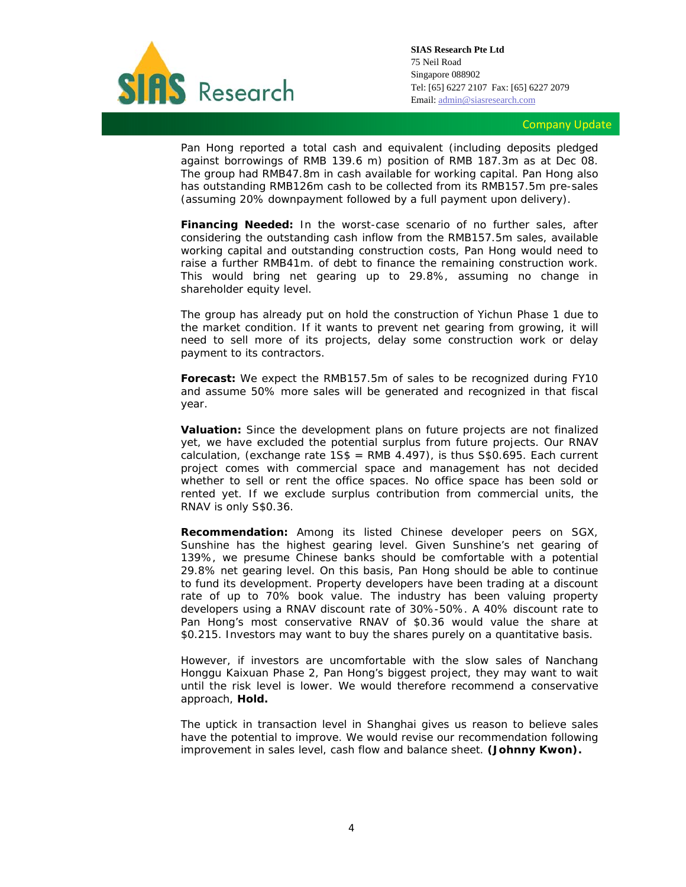Pan Hong reported a total cash and equivalent (including deposits pledged against borrowings of RMB 139.6 m) position of RMB 187.3m as at Dec 08. The group had RMB47.8m in cash available for working capital. Pan Hong also has outstanding RMB126m cash to be collected from its RMB157.5m pre-sales (assuming 20% downpayment followed by a full payment upon delivery).

**Financing Needed:** In the worst-case scenario of no further sales, after considering the outstanding cash inflow from the RMB157.5m sales, available working capital and outstanding construction costs, Pan Hong would need to raise a further RMB41m. of debt to finance the remaining construction work. This would bring net gearing up to 29.8%, assuming no change in shareholder equity level.

The group has already put on hold the construction of Yichun Phase 1 due to the market condition. If it wants to prevent net gearing from growing, it will need to sell more of its projects, delay some construction work or delay payment to its contractors.

**Forecast:** We expect the RMB157.5m of sales to be recognized during FY10 and assume 50% more sales will be generated and recognized in that fiscal year.

**Valuation:** Since the development plans on future projects are not finalized yet, we have excluded the potential surplus from future projects. Our RNAV calculation, (exchange rate 1S$ = RMB 4.497), is thus S$0.695. Each current project comes with commercial space and management has not decided whether to sell or rent the office spaces. No office space has been sold or rented yet. If we exclude surplus contribution from commercial units, the RNAV is only S$0.36.

**Recommendation:** Among its listed Chinese developer peers on SGX, Sunshine has the highest gearing level. Given Sunshine's net gearing of 139%, we presume Chinese banks should be comfortable with a potential 29.8% net gearing level. On this basis, Pan Hong should be able to continue to fund its development. Property developers have been trading at a discount rate of up to 70% book value. The industry has been valuing property developers using a RNAV discount rate of 30%-50%. A 40% discount rate to Pan Hong's most conservative RNAV of $0.36 would value the share at $0.215. Investors may want to buy the shares purely on a quantitative basis.

However, if investors are uncomfortable with the slow sales of Nanchang Honggu Kaixuan Phase 2, Pan Hong's biggest project, they may want to wait until the risk level is lower. We would therefore recommend a conservative approach, **Hold.**

The uptick in transaction level in Shanghai gives us reason to believe sales have the potential to improve. We would revise our recommendation following improvement in sales level, cash flow and balance sheet. **(Johnny Kwon).**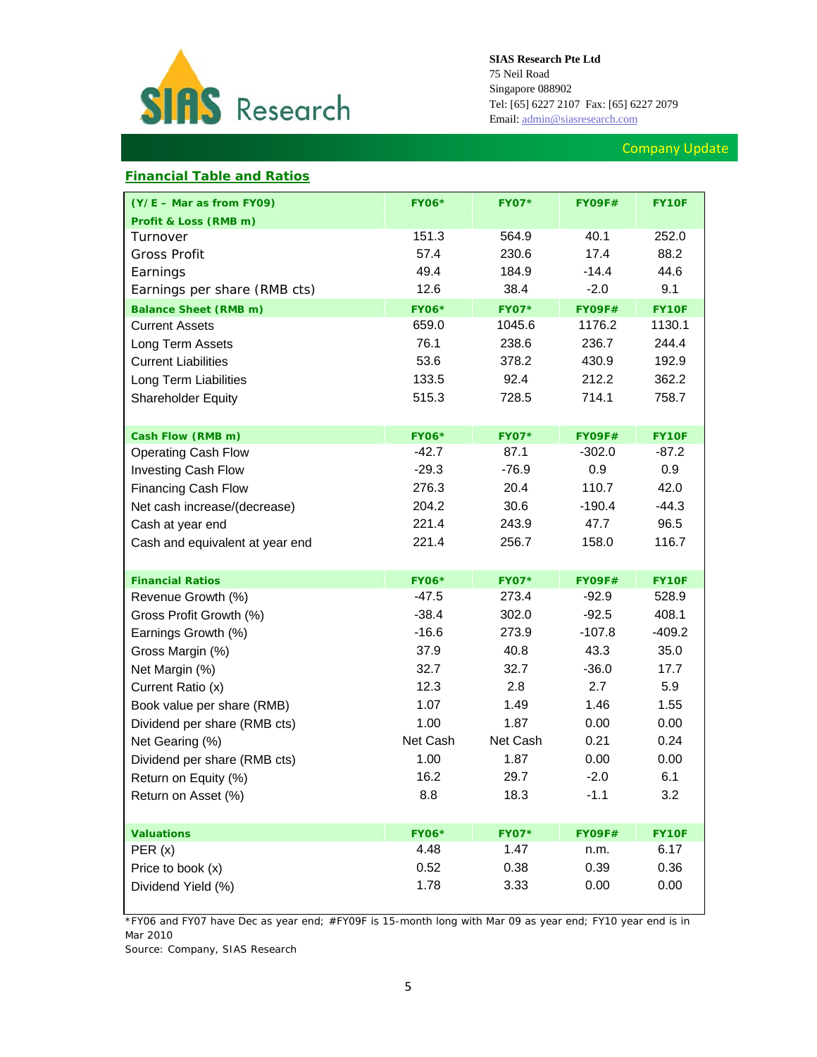SIAS Research Pte Ltd
75 Neil Road
Singapore 088902
Tel: [65] 6227 2107 Fax: [65] 6227 2079
Email: admin@siasresearch.com

Company Update

## Financial Table and Ratios

| (Y/E – Mar as from FY09) | FY06* | FY07* | FY09F# | FY10F |
|---|---|---|---|---|
| **Profit & Loss (RMB m)** | | | | |
| Turnover | 151.3 | 564.9 | 40.1 | 252.0 |
| Gross Profit | 57.4 | 230.6 | 17.4 | 88.2 |
| Earnings | 49.4 | 184.9 | -14.4 | 44.6 |
| Earnings per share (RMB cts) | 12.6 | 38.4 | -2.0 | 9.1 |
| **Balance Sheet (RMB m)** | **FY06*** | **FY07*** | **FY09F#** | **FY10F** |
| Current Assets | 659.0 | 1045.6 | 1176.2 | 1130.1 |
| Long Term Assets | 76.1 | 238.6 | 236.7 | 244.4 |
| Current Liabilities | 53.6 | 378.2 | 430.9 | 192.9 |
| Long Term Liabilities | 133.5 | 92.4 | 212.2 | 362.2 |
| Shareholder Equity | 515.3 | 728.5 | 714.1 | 758.7 |
| **Cash Flow (RMB m)** | **FY06*** | **FY07*** | **FY09F#** | **FY10F** |
| Operating Cash Flow | -42.7 | 87.1 | -302.0 | -87.2 |
| Investing Cash Flow | -29.3 | -76.9 | 0.9 | 0.9 |
| Financing Cash Flow | 276.3 | 20.4 | 110.7 | 42.0 |
| Net cash increase/(decrease) | 204.2 | 30.6 | -190.4 | -44.3 |
| Cash at year end | 221.4 | 243.9 | 47.7 | 96.5 |
| Cash and equivalent at year end | 221.4 | 256.7 | 158.0 | 116.7 |
| **Financial Ratios** | **FY06*** | **FY07*** | **FY09F#** | **FY10F** |
| Revenue Growth (%) | -47.5 | 273.4 | -92.9 | 528.9 |
| Gross Profit Growth (%) | -38.4 | 302.0 | -92.5 | 408.1 |
| Earnings Growth (%) | -16.6 | 273.9 | -107.8 | -409.2 |
| Gross Margin (%) | 37.9 | 40.8 | 43.3 | 35.0 |
| Net Margin (%) | 32.7 | 32.7 | -36.0 | 17.7 |
| Current Ratio (x) | 12.3 | 2.8 | 2.7 | 5.9 |
| Book value per share (RMB) | 1.07 | 1.49 | 1.46 | 1.55 |
| Dividend per share (RMB cts) | 1.00 | 1.87 | 0.00 | 0.00 |
| Net Gearing (%) | Net Cash | Net Cash | 0.21 | 0.24 |
| Dividend per share (RMB cts) | 1.00 | 1.87 | 0.00 | 0.00 |
| Return on Equity (%) | 16.2 | 29.7 | -2.0 | 6.1 |
| Return on Asset (%) | 8.8 | 18.3 | -1.1 | 3.2 |
| **Valuations** | **FY06*** | **FY07*** | **FY09F#** | **FY10F** |
| PER (x) | 4.48 | 1.47 | n.m. | 6.17 |
| Price to book (x) | 0.52 | 0.38 | 0.39 | 0.36 |
| Dividend Yield (%) | 1.78 | 3.33 | 0.00 | 0.00 |

*FY06 and FY07 have Dec as year end; #FY09F is 15-month long with Mar 09 as year end; FY10 year end is in Mar 2010

Source: Company, SIAS Research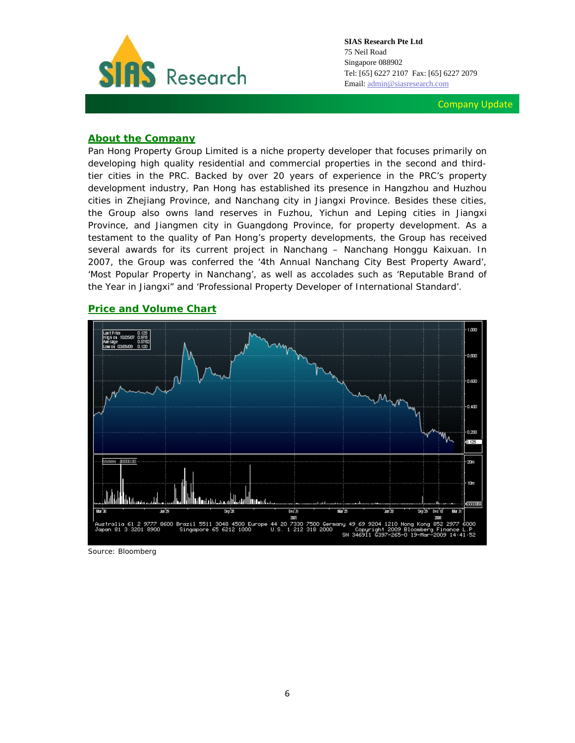SIAS Research Pte Ltd
75 Neil Road
Singapore 088902
Tel: [65] 6227 2107 Fax: [65] 6227 2079
Email: admin@siasresearch.com

Company Update

## About the Company

Pan Hong Property Group Limited is a niche property developer that focuses primarily on developing high quality residential and commercial properties in the second and third-tier cities in the PRC. Backed by over 20 years of experience in the PRC's property development industry, Pan Hong has established its presence in Hangzhou and Huzhou cities in Zhejiang Province, and Nanchang city in Jiangxi Province. Besides these cities, the Group also owns land reserves in Fuzhou, Yichun and Leping cities in Jiangxi Province, and Jiangmen city in Guangdong Province, for property development. As a testament to the quality of Pan Hong's property developments, the Group has received several awards for its current project in Nanchang – Nanchang Honggu Kaixuan. In 2007, the Group was conferred the '4th Annual Nanchang City Best Property Award', 'Most Popular Property in Nanchang', as well as accolades such as 'Reputable Brand of the Year in Jiangxi" and 'Professional Property Developer of International Standard'.

## Price and Volume Chart

Source: Bloomberg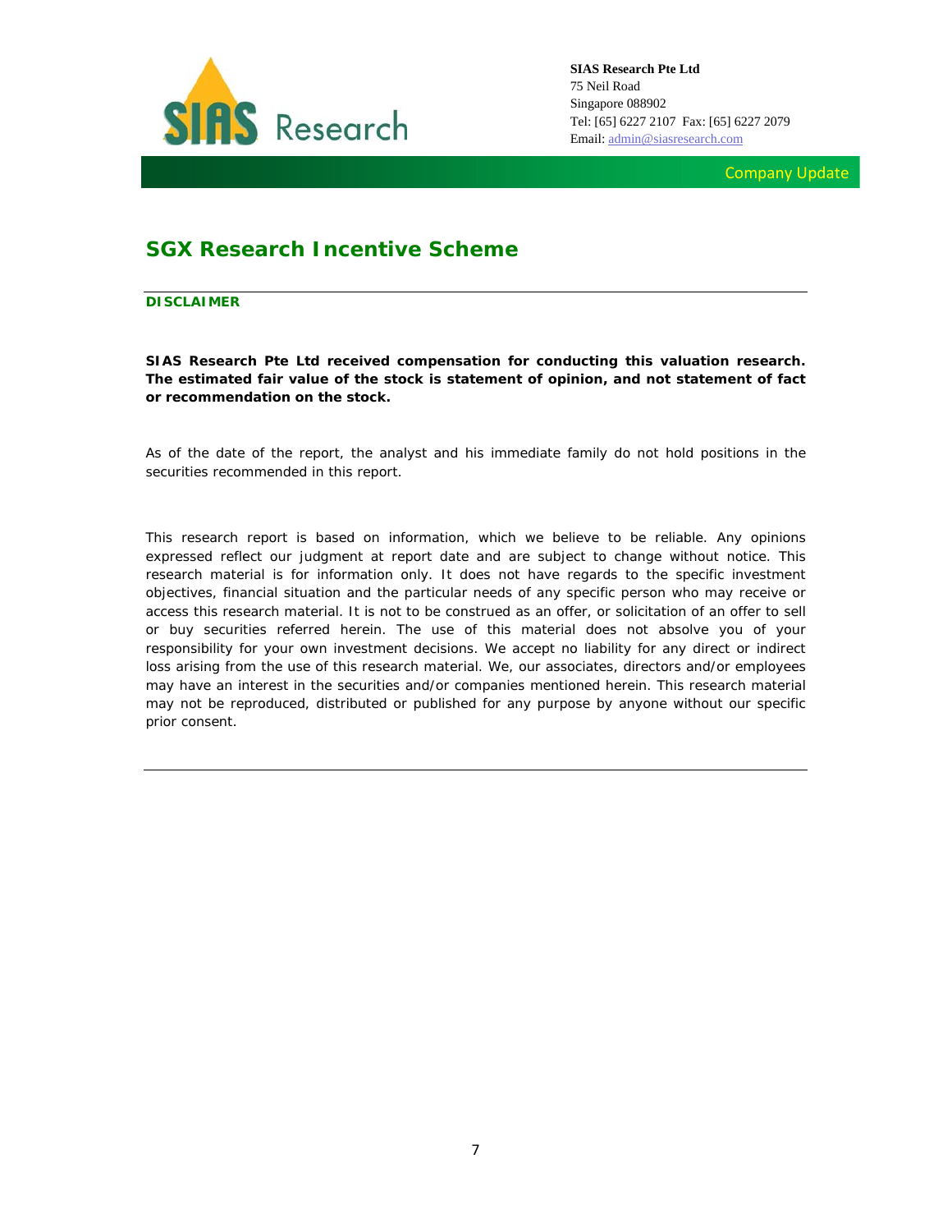SIAS Research

**SIAS Research Pte Ltd**
75 Neil Road
Singapore 088902
Tel: [65] 6227 2107 Fax: [65] 6227 2079
Email: admin@siasresearch.com

Company Update

# SGX Research Incentive Scheme

## DISCLAIMER

**SIAS Research Pte Ltd received compensation for conducting this valuation research. The estimated fair value of the stock is statement of opinion, and not statement of fact or recommendation on the stock.**

As of the date of the report, the analyst and his immediate family do not hold positions in the securities recommended in this report.

This research report is based on information, which we believe to be reliable. Any opinions expressed reflect our judgment at report date and are subject to change without notice. This research material is for information only. It does not have regards to the specific investment objectives, financial situation and the particular needs of any specific person who may receive or access this research material. It is not to be construed as an offer, or solicitation of an offer to sell or buy securities referred herein. The use of this material does not absolve you of your responsibility for your own investment decisions. We accept no liability for any direct or indirect loss arising from the use of this research material. We, our associates, directors and/or employees may have an interest in the securities and/or companies mentioned herein. This research material may not be reproduced, distributed or published for any purpose by anyone without our specific prior consent.